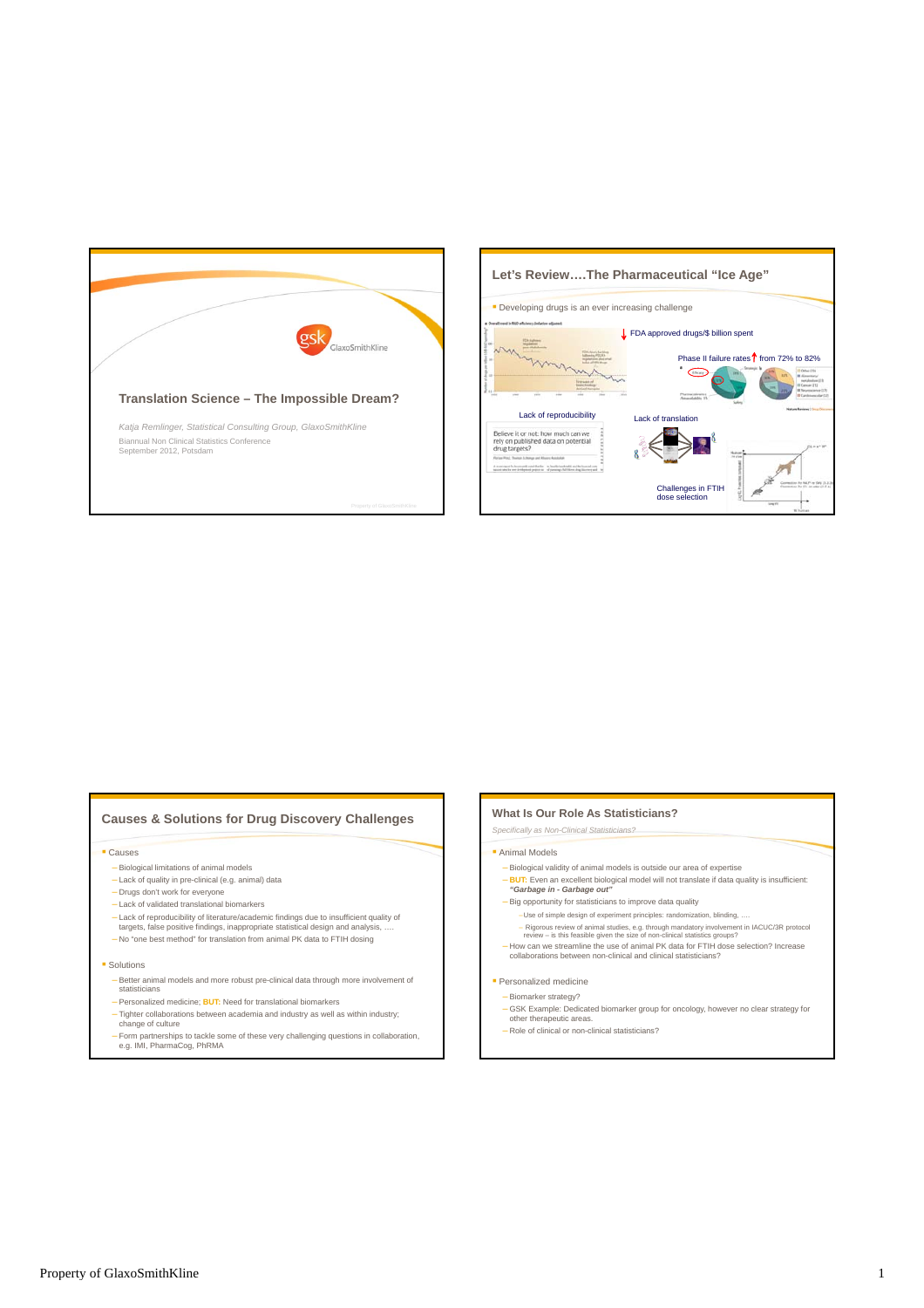## Translation Science – The Impossible Dream?

*Katja Remlinger, Statistical Consulting Group, GlaxoSmithKline*

Biannual Non Clinical Statistics Conference
September 2012, Potsdam

## Let's Review….The Pharmaceutical "Ice Age"

- Developing drugs is an ever increasing challenge

FDA approved drugs/$ billion spent

Phase II failure rates from 72% to 82%

Lack of reproducibility

Believe it or not: how much can we rely on published data on potential drug targets?

Lack of translation

Challenges in FTIH dose selection

## Causes & Solutions for Drug Discovery Challenges

- Causes
  - Biological limitations of animal models
  - Lack of quality in pre-clinical (e.g. animal) data
  - Drugs don't work for everyone
  - Lack of validated translational biomarkers
  - Lack of reproducibility of literature/academic findings due to insufficient quality of targets, false positive findings, inappropriate statistical design and analysis, ….
  - No "one best method" for translation from animal PK data to FTIH dosing
- Solutions
  - Better animal models and more robust pre-clinical data through more involvement of statisticians
  - Personalized medicine; **BUT**: Need for translational biomarkers
  - Tighter collaborations between academia and industry as well as within industry; change of culture
  - Form partnerships to tackle some of these very challenging questions in collaboration, e.g. IMI, PharmaCog, PhRMA

## What Is Our Role As Statisticians?

*Specifically as Non-Clinical Statisticians?*

- Animal Models
  - Biological validity of animal models is outside our area of expertise
  - **BUT**: Even an excellent biological model will not translate if data quality is insufficient: ***"Garbage in - Garbage out"***
  - Big opportunity for statisticians to improve data quality
    - Use of simple design of experiment principles: randomization, blinding, ….
    - Rigorous review of animal studies, e.g. through mandatory involvement in IACUC/3R protocol review – is this feasible given the size of non-clinical statistics groups?
  - How can we streamline the use of animal PK data for FTIH dose selection? Increase collaborations between non-clinical and clinical statisticians?
- Personalized medicine
  - Biomarker strategy?
  - GSK Example: Dedicated biomarker group for oncology, however no clear strategy for other therapeutic areas.
  - Role of clinical or non-clinical statisticians?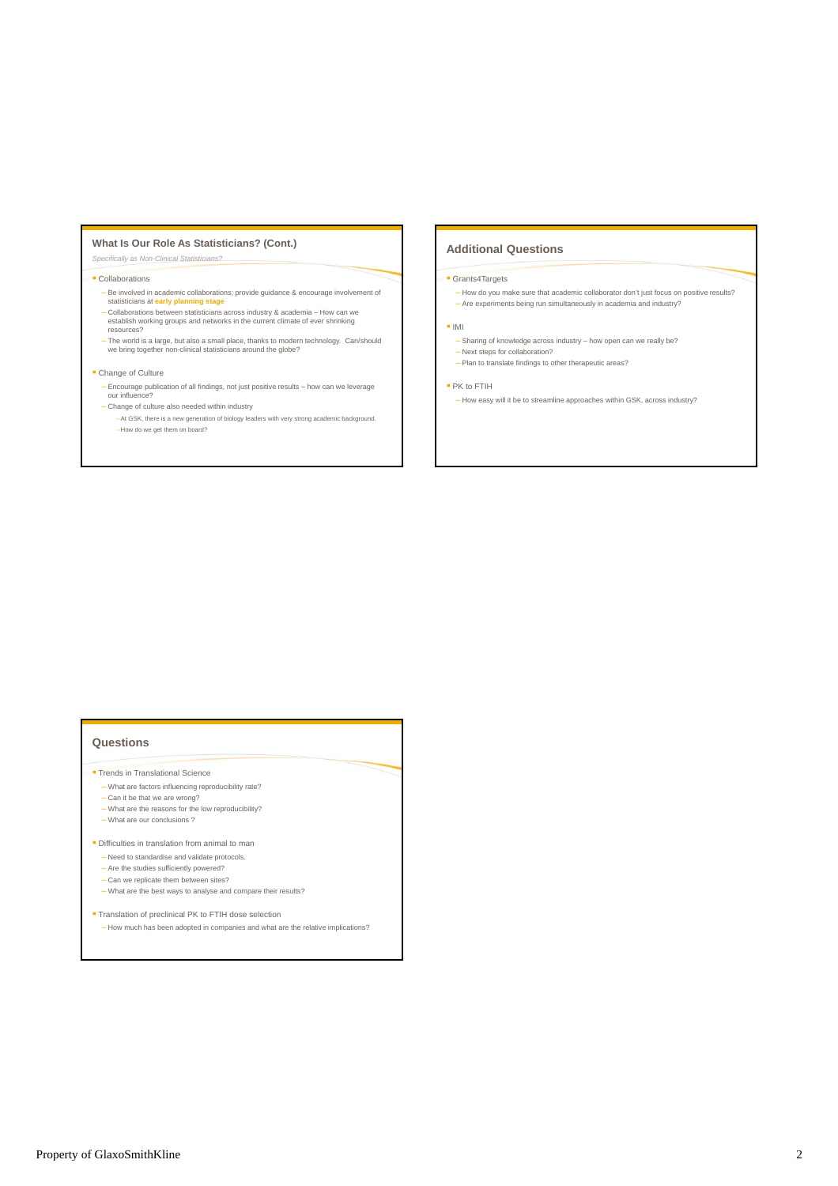## What Is Our Role As Statisticians? (Cont.)

*Specifically as Non-Clinical Statisticians?*

- Collaborations
  - Be involved in academic collaborations; provide guidance & encourage involvement of statisticians at **early planning stage**
  - Collaborations between statisticians across industry & academia – How can we establish working groups and networks in the current climate of ever shrinking resources?
  - The world is a large, but also a small place, thanks to modern technology. Can/should we bring together non-clinical statisticians around the globe?
- Change of Culture
  - Encourage publication of all findings, not just positive results – how can we leverage our influence?
  - Change of culture also needed within industry
    - At GSK, there is a new generation of biology leaders with very strong academic background.
    - How do we get them on board?

## Additional Questions

- Grants4Targets
  - How do you make sure that academic collaborator don't just focus on positive results?
  - Are experiments being run simultaneously in academia and industry?
- IMI
  - Sharing of knowledge across industry – how open can we really be?
  - Next steps for collaboration?
  - Plan to translate findings to other therapeutic areas?
- PK to FTIH
  - How easy will it be to streamline approaches within GSK, across industry?

## Questions

- Trends in Translational Science
  - What are factors influencing reproducibility rate?
  - Can it be that we are wrong?
  - What are the reasons for the low reproducibility?
  - What are our conclusions ?
- Difficulties in translation from animal to man
  - Need to standardise and validate protocols.
  - Are the studies sufficiently powered?
  - Can we replicate them between sites?
  - What are the best ways to analyse and compare their results?
- Translation of preclinical PK to FTIH dose selection
  - How much has been adopted in companies and what are the relative implications?

Property of GlaxoSmithKline